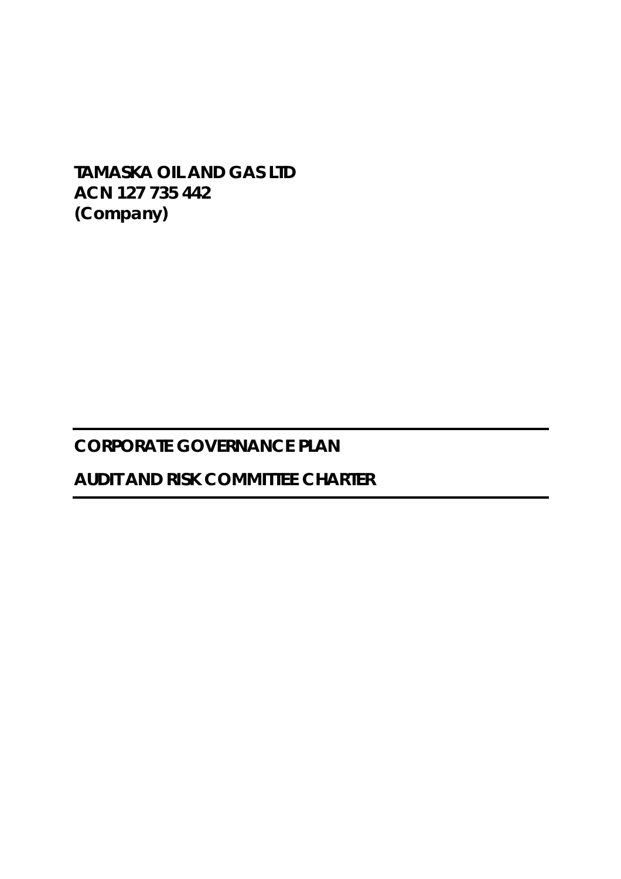**TAMASKA OIL AND GAS LTD**
**ACN 127 735 442**
**(Company)**

---

# CORPORATE GOVERNANCE PLAN

# AUDIT AND RISK COMMITTEE CHARTER

---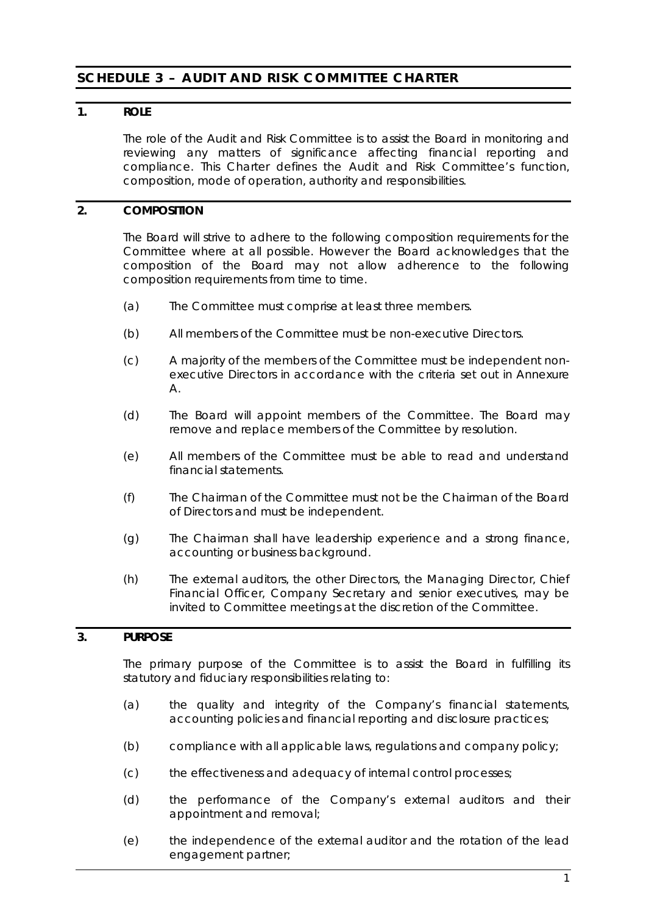# SCHEDULE 3 – AUDIT AND RISK COMMITTEE CHARTER

## 1. ROLE

The role of the Audit and Risk Committee is to assist the Board in monitoring and reviewing any matters of significance affecting financial reporting and compliance. This Charter defines the Audit and Risk Committee's function, composition, mode of operation, authority and responsibilities.

## 2. COMPOSITION

The Board will strive to adhere to the following composition requirements for the Committee where at all possible. However the Board acknowledges that the composition of the Board may not allow adherence to the following composition requirements from time to time.

(a) The Committee must comprise at least three members.

(b) All members of the Committee must be non-executive Directors.

(c) A majority of the members of the Committee must be independent non-executive Directors in accordance with the criteria set out in Annexure A.

(d) The Board will appoint members of the Committee. The Board may remove and replace members of the Committee by resolution.

(e) All members of the Committee must be able to read and understand financial statements.

(f) The Chairman of the Committee must not be the Chairman of the Board of Directors and must be independent.

(g) The Chairman shall have leadership experience and a strong finance, accounting or business background.

(h) The external auditors, the other Directors, the Managing Director, Chief Financial Officer, Company Secretary and senior executives, may be invited to Committee meetings at the discretion of the Committee.

## 3. PURPOSE

The primary purpose of the Committee is to assist the Board in fulfilling its statutory and fiduciary responsibilities relating to:

(a) the quality and integrity of the Company's financial statements, accounting policies and financial reporting and disclosure practices;

(b) compliance with all applicable laws, regulations and company policy;

(c) the effectiveness and adequacy of internal control processes;

(d) the performance of the Company's external auditors and their appointment and removal;

(e) the independence of the external auditor and the rotation of the lead engagement partner;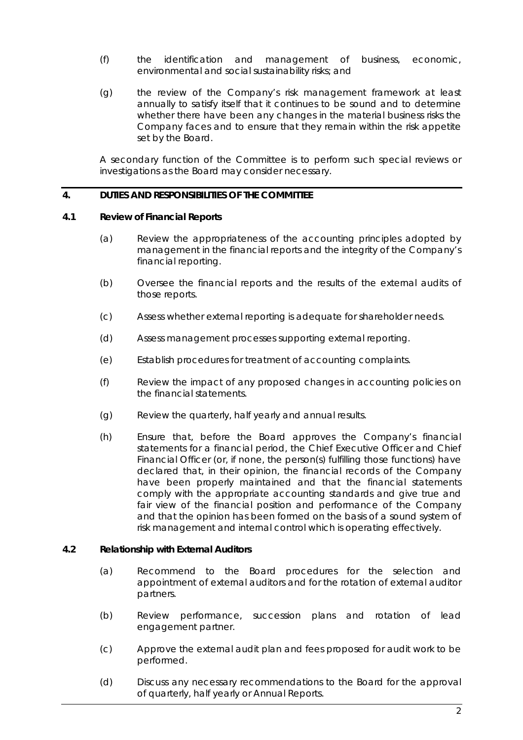(f) the identification and management of business, economic, environmental and social sustainability risks; and

(g) the review of the Company's risk management framework at least annually to satisfy itself that it continues to be sound and to determine whether there have been any changes in the material business risks the Company faces and to ensure that they remain within the risk appetite set by the Board.

A secondary function of the Committee is to perform such special reviews or investigations as the Board may consider necessary.

## 4. DUTIES AND RESPONSIBILITIES OF THE COMMITTEE

### 4.1 Review of Financial Reports

(a) Review the appropriateness of the accounting principles adopted by management in the financial reports and the integrity of the Company's financial reporting.

(b) Oversee the financial reports and the results of the external audits of those reports.

(c) Assess whether external reporting is adequate for shareholder needs.

(d) Assess management processes supporting external reporting.

(e) Establish procedures for treatment of accounting complaints.

(f) Review the impact of any proposed changes in accounting policies on the financial statements.

(g) Review the quarterly, half yearly and annual results.

(h) Ensure that, before the Board approves the Company's financial statements for a financial period, the Chief Executive Officer and Chief Financial Officer (or, if none, the person(s) fulfilling those functions) have declared that, in their opinion, the financial records of the Company have been properly maintained and that the financial statements comply with the appropriate accounting standards and give true and fair view of the financial position and performance of the Company and that the opinion has been formed on the basis of a sound system of risk management and internal control which is operating effectively.

### 4.2 Relationship with External Auditors

(a) Recommend to the Board procedures for the selection and appointment of external auditors and for the rotation of external auditor partners.

(b) Review performance, succession plans and rotation of lead engagement partner.

(c) Approve the external audit plan and fees proposed for audit work to be performed.

(d) Discuss any necessary recommendations to the Board for the approval of quarterly, half yearly or Annual Reports.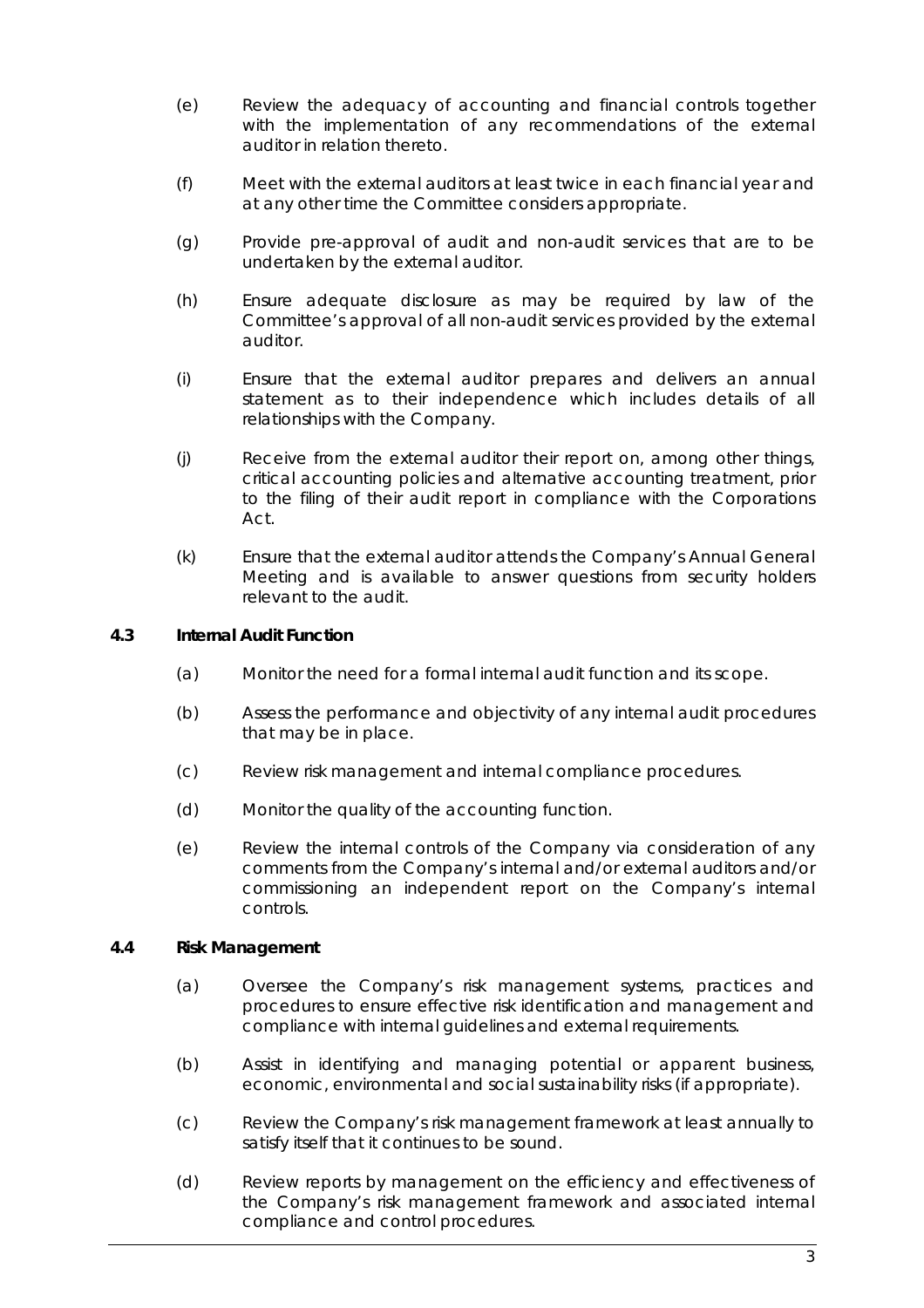(e) Review the adequacy of accounting and financial controls together with the implementation of any recommendations of the external auditor in relation thereto.

(f) Meet with the external auditors at least twice in each financial year and at any other time the Committee considers appropriate.

(g) Provide pre-approval of audit and non-audit services that are to be undertaken by the external auditor.

(h) Ensure adequate disclosure as may be required by law of the Committee's approval of all non-audit services provided by the external auditor.

(i) Ensure that the external auditor prepares and delivers an annual statement as to their independence which includes details of all relationships with the Company.

(j) Receive from the external auditor their report on, among other things, critical accounting policies and alternative accounting treatment, prior to the filing of their audit report in compliance with the Corporations Act.

(k) Ensure that the external auditor attends the Company's Annual General Meeting and is available to answer questions from security holders relevant to the audit.

### 4.3 Internal Audit Function

(a) Monitor the need for a formal internal audit function and its scope.

(b) Assess the performance and objectivity of any internal audit procedures that may be in place.

(c) Review risk management and internal compliance procedures.

(d) Monitor the quality of the accounting function.

(e) Review the internal controls of the Company via consideration of any comments from the Company's internal and/or external auditors and/or commissioning an independent report on the Company's internal controls.

### 4.4 Risk Management

(a) Oversee the Company's risk management systems, practices and procedures to ensure effective risk identification and management and compliance with internal guidelines and external requirements.

(b) Assist in identifying and managing potential or apparent business, economic, environmental and social sustainability risks (if appropriate).

(c) Review the Company's risk management framework at least annually to satisfy itself that it continues to be sound.

(d) Review reports by management on the efficiency and effectiveness of the Company's risk management framework and associated internal compliance and control procedures.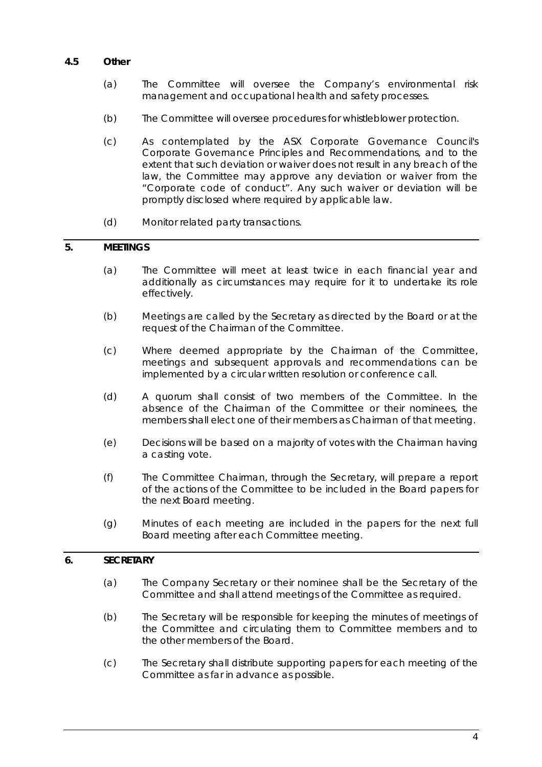### 4.5 Other

(a) The Committee will oversee the Company's environmental risk management and occupational health and safety processes.

(b) The Committee will oversee procedures for whistleblower protection.

(c) As contemplated by the ASX Corporate Governance Council's Corporate Governance Principles and Recommendations, and to the extent that such deviation or waiver does not result in any breach of the law, the Committee may approve any deviation or waiver from the "Corporate code of conduct". Any such waiver or deviation will be promptly disclosed where required by applicable law.

(d) Monitor related party transactions.

## 5. MEETINGS

(a) The Committee will meet at least twice in each financial year and additionally as circumstances may require for it to undertake its role effectively.

(b) Meetings are called by the Secretary as directed by the Board or at the request of the Chairman of the Committee.

(c) Where deemed appropriate by the Chairman of the Committee, meetings and subsequent approvals and recommendations can be implemented by a circular written resolution or conference call.

(d) A quorum shall consist of two members of the Committee. In the absence of the Chairman of the Committee or their nominees, the members shall elect one of their members as Chairman of that meeting.

(e) Decisions will be based on a majority of votes with the Chairman having a casting vote.

(f) The Committee Chairman, through the Secretary, will prepare a report of the actions of the Committee to be included in the Board papers for the next Board meeting.

(g) Minutes of each meeting are included in the papers for the next full Board meeting after each Committee meeting.

## 6. SECRETARY

(a) The Company Secretary or their nominee shall be the Secretary of the Committee and shall attend meetings of the Committee as required.

(b) The Secretary will be responsible for keeping the minutes of meetings of the Committee and circulating them to Committee members and to the other members of the Board.

(c) The Secretary shall distribute supporting papers for each meeting of the Committee as far in advance as possible.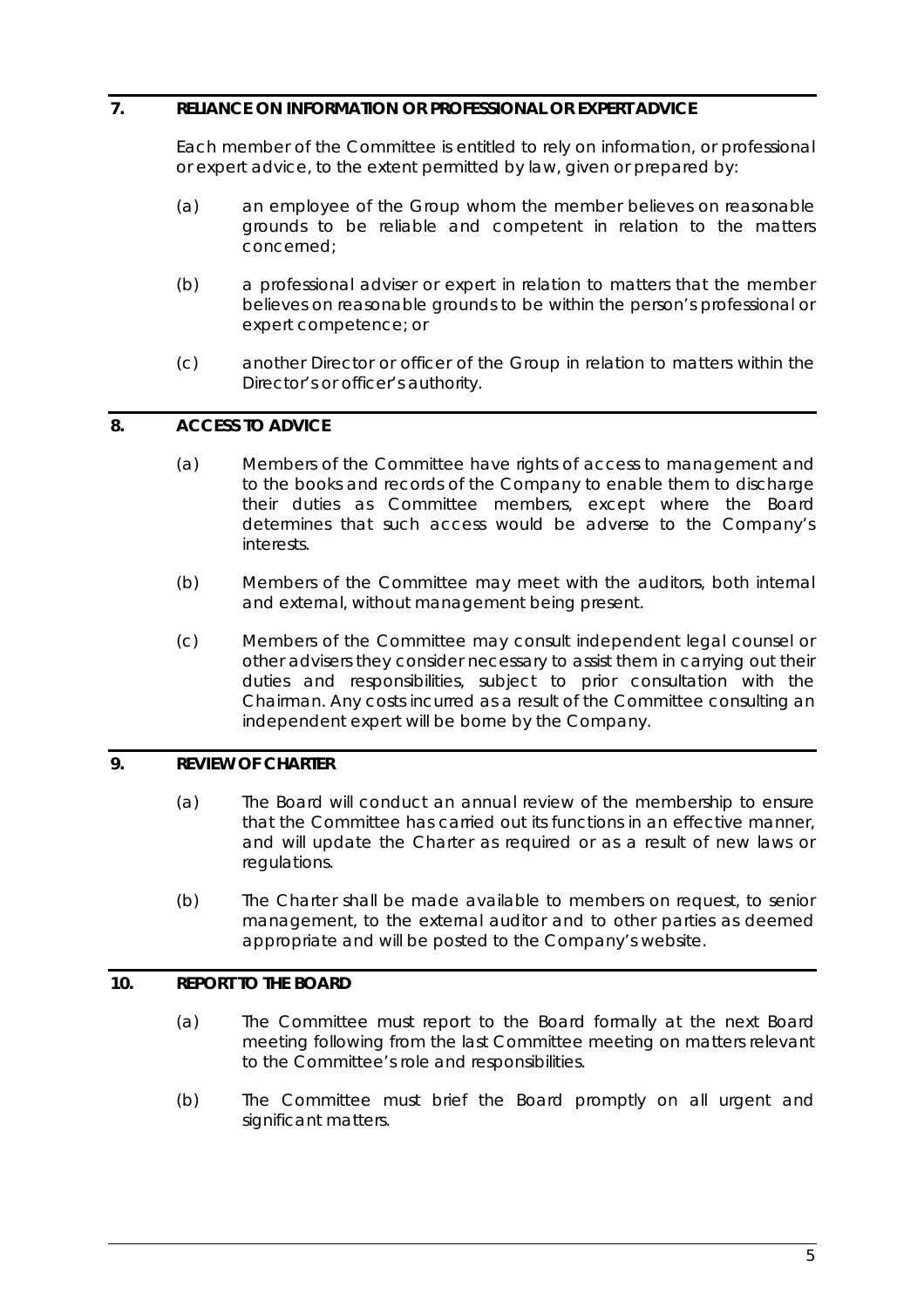## 7. RELIANCE ON INFORMATION OR PROFESSIONAL OR EXPERT ADVICE

Each member of the Committee is entitled to rely on information, or professional or expert advice, to the extent permitted by law, given or prepared by:

(a) an employee of the Group whom the member believes on reasonable grounds to be reliable and competent in relation to the matters concerned;

(b) a professional adviser or expert in relation to matters that the member believes on reasonable grounds to be within the person's professional or expert competence; or

(c) another Director or officer of the Group in relation to matters within the Director's or officer's authority.

## 8. ACCESS TO ADVICE

(a) Members of the Committee have rights of access to management and to the books and records of the Company to enable them to discharge their duties as Committee members, except where the Board determines that such access would be adverse to the Company's interests.

(b) Members of the Committee may meet with the auditors, both internal and external, without management being present.

(c) Members of the Committee may consult independent legal counsel or other advisers they consider necessary to assist them in carrying out their duties and responsibilities, subject to prior consultation with the Chairman. Any costs incurred as a result of the Committee consulting an independent expert will be borne by the Company.

## 9. REVIEW OF CHARTER

(a) The Board will conduct an annual review of the membership to ensure that the Committee has carried out its functions in an effective manner, and will update the Charter as required or as a result of new laws or regulations.

(b) The Charter shall be made available to members on request, to senior management, to the external auditor and to other parties as deemed appropriate and will be posted to the Company's website.

## 10. REPORT TO THE BOARD

(a) The Committee must report to the Board formally at the next Board meeting following from the last Committee meeting on matters relevant to the Committee's role and responsibilities.

(b) The Committee must brief the Board promptly on all urgent and significant matters.